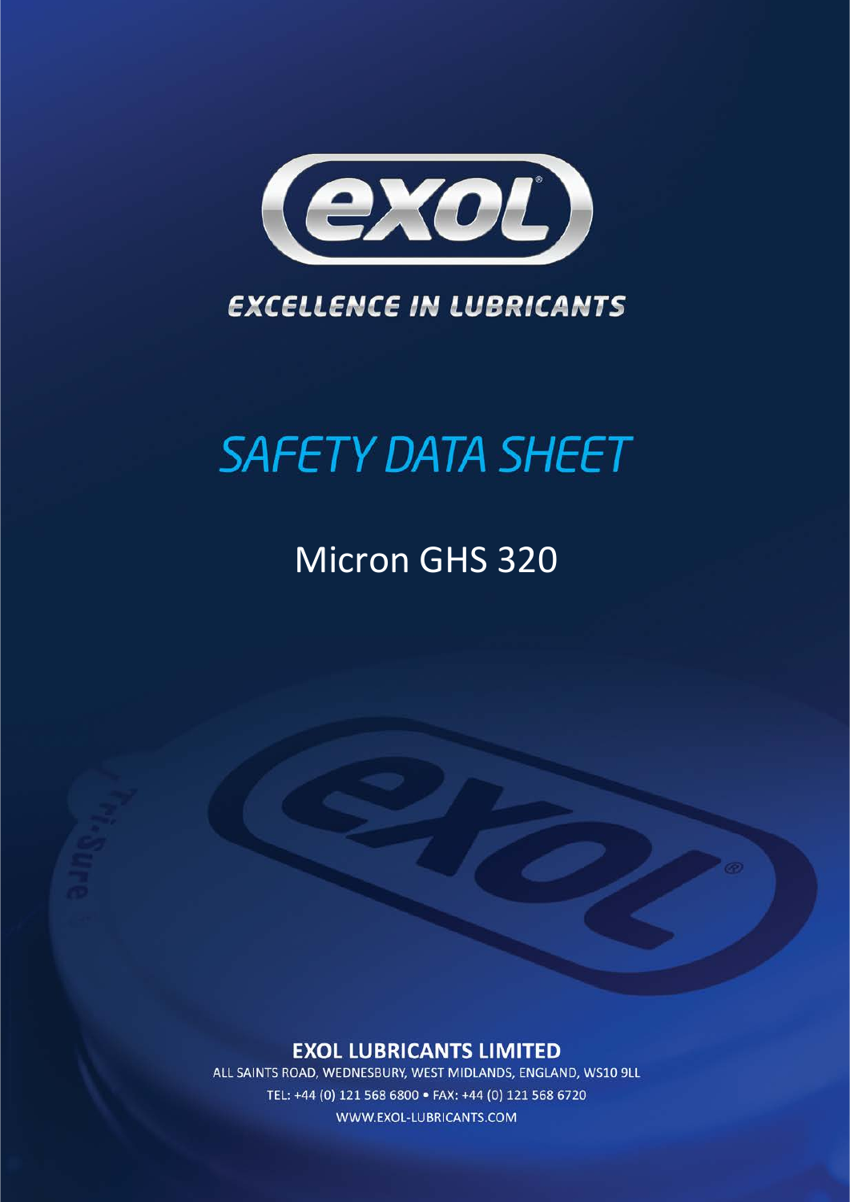EXCELLENCE IN LUBRICANTS

# SAFETY DATA SHEET

## Micron GHS 320

**EXOL LUBRICANTS LIMITED**

ALL SAINTS ROAD, WEDNESBURY, WEST MIDLANDS, ENGLAND, WS10 9LL

TEL: +44 (0) 121 568 6800 • FAX: +44 (0) 121 568 6720

WWW.EXOL-LUBRICANTS.COM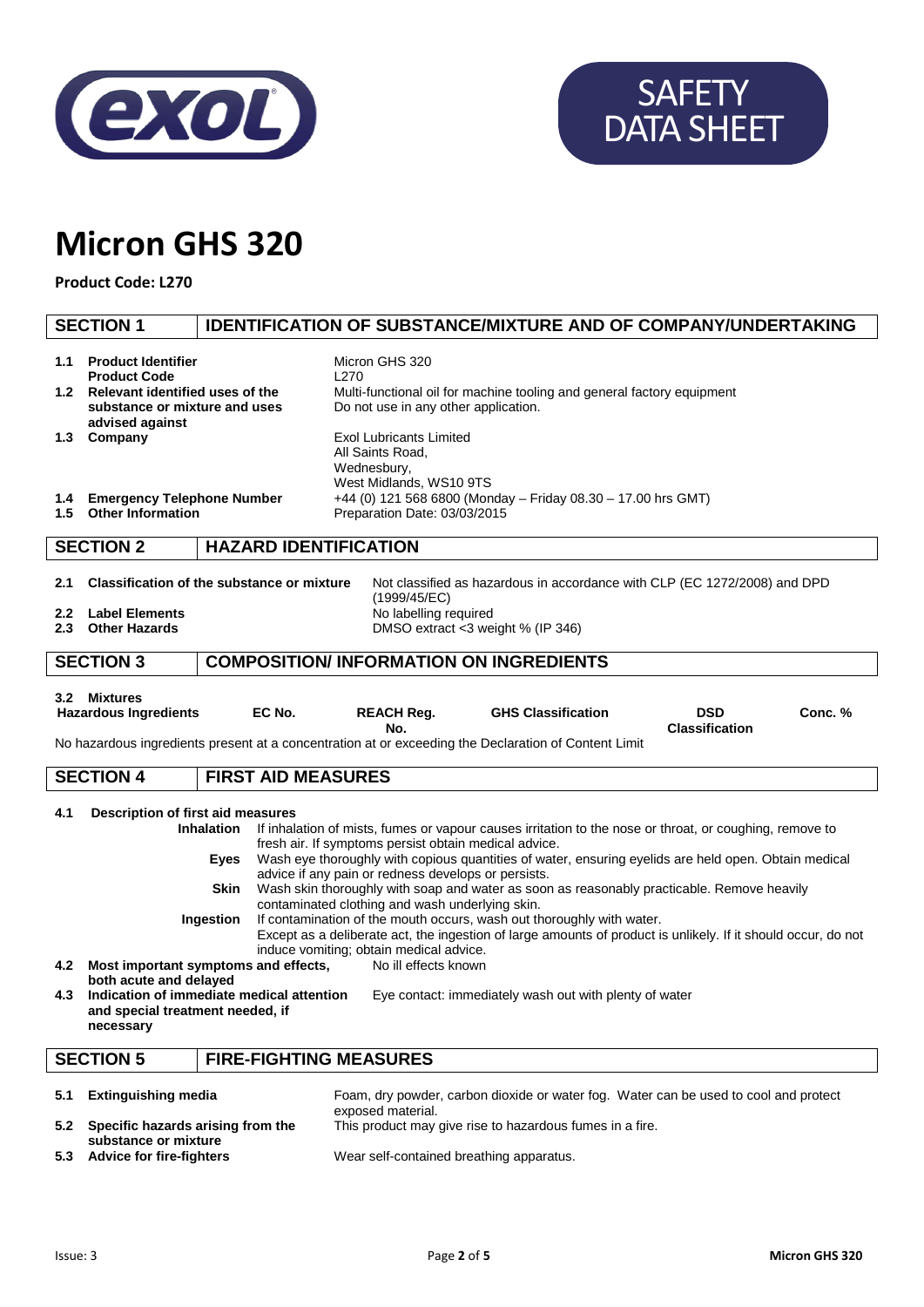# Micron GHS 320

**Product Code: L270**

## SECTION 1 IDENTIFICATION OF SUBSTANCE/MIXTURE AND OF COMPANY/UNDERTAKING

| | | |
|---|---|---|
| **1.1** | **Product Identifier** | Micron GHS 320 |
| | **Product Code** | L270 |
| **1.2** | **Relevant identified uses of the substance or mixture and uses advised against** | Multi-functional oil for machine tooling and general factory equipment<br>Do not use in any other application. |
| **1.3** | **Company** | Exol Lubricants Limited<br>All Saints Road,<br>Wednesbury,<br>West Midlands, WS10 9TS |
| **1.4** | **Emergency Telephone Number** | +44 (0) 121 568 6800 (Monday – Friday 08.30 – 17.00 hrs GMT) |
| **1.5** | **Other Information** | Preparation Date: 03/03/2015 |

## SECTION 2 HAZARD IDENTIFICATION

| | | |
|---|---|---|
| **2.1** | **Classification of the substance or mixture** | Not classified as hazardous in accordance with CLP (EC 1272/2008) and DPD (1999/45/EC) |
| **2.2** | **Label Elements** | No labelling required |
| **2.3** | **Other Hazards** | DMSO extract <3 weight % (IP 346) |

## SECTION 3 COMPOSITION/ INFORMATION ON INGREDIENTS

**3.2 Mixtures**

| Hazardous Ingredients | EC No. | REACH Reg. No. | GHS Classification | DSD Classification | Conc. % |
|---|---|---|---|---|---|

No hazardous ingredients present at a concentration at or exceeding the Declaration of Content Limit

## SECTION 4 FIRST AID MEASURES

**4.1 Description of first aid measures**

**Inhalation** If inhalation of mists, fumes or vapour causes irritation to the nose or throat, or coughing, remove to fresh air. If symptoms persist obtain medical advice.

**Eyes** Wash eye thoroughly with copious quantities of water, ensuring eyelids are held open. Obtain medical advice if any pain or redness develops or persists.

**Skin** Wash skin thoroughly with soap and water as soon as reasonably practicable. Remove heavily contaminated clothing and wash underlying skin.

**Ingestion** If contamination of the mouth occurs, wash out thoroughly with water.
Except as a deliberate act, the ingestion of large amounts of product is unlikely. If it should occur, do not induce vomiting; obtain medical advice.

| | | |
|---|---|---|
| **4.2** | **Most important symptoms and effects, both acute and delayed** | No ill effects known |
| **4.3** | **Indication of immediate medical attention and special treatment needed, if necessary** | Eye contact: immediately wash out with plenty of water |

## SECTION 5 FIRE-FIGHTING MEASURES

| | | |
|---|---|---|
| **5.1** | **Extinguishing media** | Foam, dry powder, carbon dioxide or water fog. Water can be used to cool and protect exposed material. |
| **5.2** | **Specific hazards arising from the substance or mixture** | This product may give rise to hazardous fumes in a fire. |
| **5.3** | **Advice for fire-fighters** | Wear self-contained breathing apparatus. |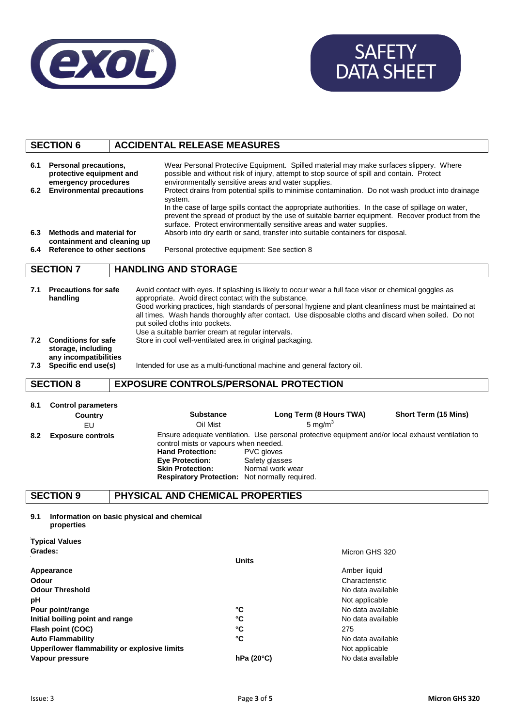## SECTION 6 ACCIDENTAL RELEASE MEASURES

**6.1 Personal precautions, protective equipment and emergency procedures**
Wear Personal Protective Equipment. Spilled material may make surfaces slippery. Where possible and without risk of injury, attempt to stop source of spill and contain. Protect environmentally sensitive areas and water supplies.

**6.2 Environmental precautions**
Protect drains from potential spills to minimise contamination. Do not wash product into drainage system.
In the case of large spills contact the appropriate authorities. In the case of spillage on water, prevent the spread of product by the use of suitable barrier equipment. Recover product from the surface. Protect environmentally sensitive areas and water supplies.

**6.3 Methods and material for containment and cleaning up**
Absorb into dry earth or sand, transfer into suitable containers for disposal.

**6.4 Reference to other sections**
Personal protective equipment: See section 8

## SECTION 7 HANDLING AND STORAGE

**7.1 Precautions for safe handling**
Avoid contact with eyes. If splashing is likely to occur wear a full face visor or chemical goggles as appropriate. Avoid direct contact with the substance.
Good working practices, high standards of personal hygiene and plant cleanliness must be maintained at all times. Wash hands thoroughly after contact. Use disposable cloths and discard when soiled. Do not put soiled cloths into pockets.
Use a suitable barrier cream at regular intervals.

**7.2 Conditions for safe storage, including any incompatibilities**
Store in cool well-ventilated area in original packaging.

**7.3 Specific end use(s)**
Intended for use as a multi-functional machine and general factory oil.

## SECTION 8 EXPOSURE CONTROLS/PERSONAL PROTECTION

**8.1 Control parameters**

| Country | Substance | Long Term (8 Hours TWA) | Short Term (15 Mins) |
|---|---|---|---|
| EU | Oil Mist | 5 mg/m$^3$ | |

**8.2 Exposure controls**
Ensure adequate ventilation. Use personal protective equipment and/or local exhaust ventilation to control mists or vapours when needed.

- **Hand Protection:** PVC gloves
- **Eye Protection:** Safety glasses
- **Skin Protection:** Normal work wear
- **Respiratory Protection:** Not normally required.

## SECTION 9 PHYSICAL AND CHEMICAL PROPERTIES

**9.1 Information on basic physical and chemical properties**

**Typical Values**

| **Grades:** | **Units** | Micron GHS 320 |
|---|---|---|
| **Appearance** | | Amber liquid |
| **Odour** | | Characteristic |
| **Odour Threshold** | | No data available |
| **pH** | | Not applicable |
| **Pour point/range** | **°C** | No data available |
| **Initial boiling point and range** | **°C** | No data available |
| **Flash point (COC)** | **°C** | 275 |
| **Auto Flammability** | **°C** | No data available |
| **Upper/lower flammability or explosive limits** | | Not applicable |
| **Vapour pressure** | **hPa (20°C)** | No data available |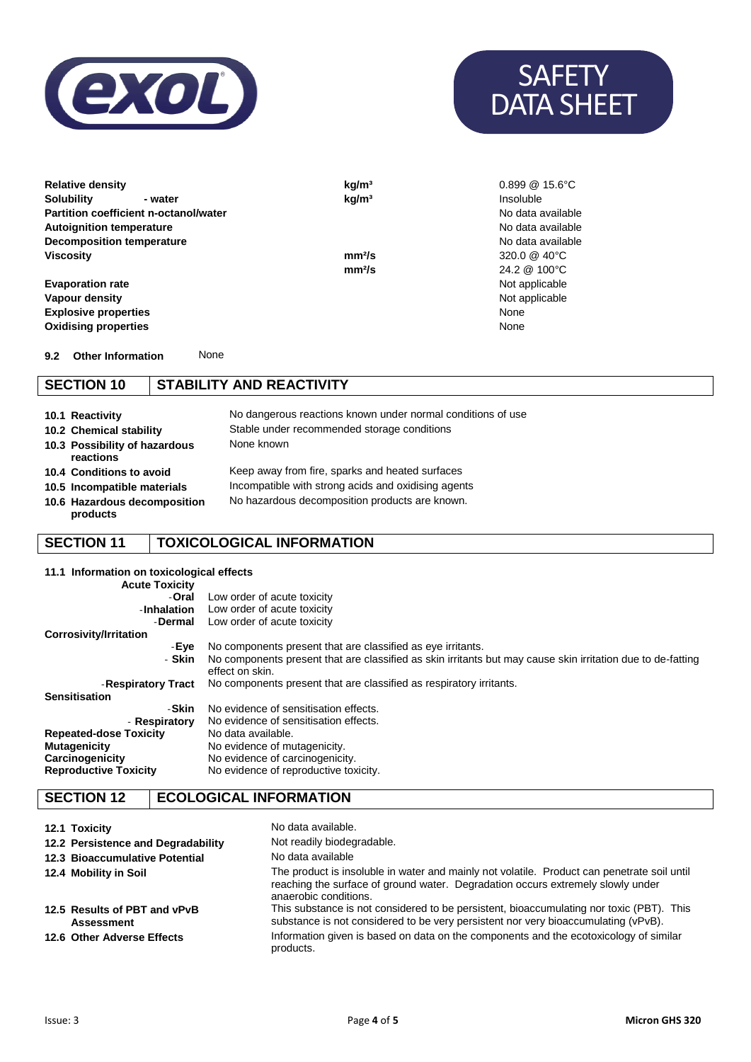| Property | Unit | Value |
|---|---|---|
| **Relative density** | kg/m³ | 0.899 @ 15.6°C |
| **Solubility - water** | kg/m³ | Insoluble |
| **Partition coefficient n-octanol/water** | | No data available |
| **Autoignition temperature** | | No data available |
| **Decomposition temperature** | | No data available |
| **Viscosity** | mm²/s | 320.0 @ 40°C |
| | mm²/s | 24.2 @ 100°C |
| **Evaporation rate** | | Not applicable |
| **Vapour density** | | Not applicable |
| **Explosive properties** | | None |
| **Oxidising properties** | | None |

**9.2 Other Information** None

## SECTION 10 STABILITY AND REACTIVITY

| | |
|---|---|
| **10.1 Reactivity** | No dangerous reactions known under normal conditions of use |
| **10.2 Chemical stability** | Stable under recommended storage conditions |
| **10.3 Possibility of hazardous reactions** | None known |
| **10.4 Conditions to avoid** | Keep away from fire, sparks and heated surfaces |
| **10.5 Incompatible materials** | Incompatible with strong acids and oxidising agents |
| **10.6 Hazardous decomposition products** | No hazardous decomposition products are known. |

## SECTION 11 TOXICOLOGICAL INFORMATION

**11.1 Information on toxicological effects**

| | |
|---|---|
| **Acute Toxicity** | |
| -**Oral** | Low order of acute toxicity |
| -**Inhalation** | Low order of acute toxicity |
| -**Dermal** | Low order of acute toxicity |
| **Corrosivity/Irritation** | |
| -**Eye** | No components present that are classified as eye irritants. |
| - **Skin** | No components present that are classified as skin irritants but may cause skin irritation due to de-fatting effect on skin. |
| -**Respiratory Tract** | No components present that are classified as respiratory irritants. |
| **Sensitisation** | |
| -**Skin** | No evidence of sensitisation effects. |
| - **Respiratory** | No evidence of sensitisation effects. |
| **Repeated-dose Toxicity** | No data available. |
| **Mutagenicity** | No evidence of mutagenicity. |
| **Carcinogenicity** | No evidence of carcinogenicity. |
| **Reproductive Toxicity** | No evidence of reproductive toxicity. |

## SECTION 12 ECOLOGICAL INFORMATION

| | |
|---|---|
| **12.1 Toxicity** | No data available. |
| **12.2 Persistence and Degradability** | Not readily biodegradable. |
| **12.3 Bioaccumulative Potential** | No data available |
| **12.4 Mobility in Soil** | The product is insoluble in water and mainly not volatile. Product can penetrate soil until reaching the surface of ground water. Degradation occurs extremely slowly under anaerobic conditions. |
| **12.5 Results of PBT and vPvB Assessment** | This substance is not considered to be persistent, bioaccumulating nor toxic (PBT). This substance is not considered to be very persistent nor very bioaccumulating (vPvB). |
| **12.6 Other Adverse Effects** | Information given is based on data on the components and the ecotoxicology of similar products. |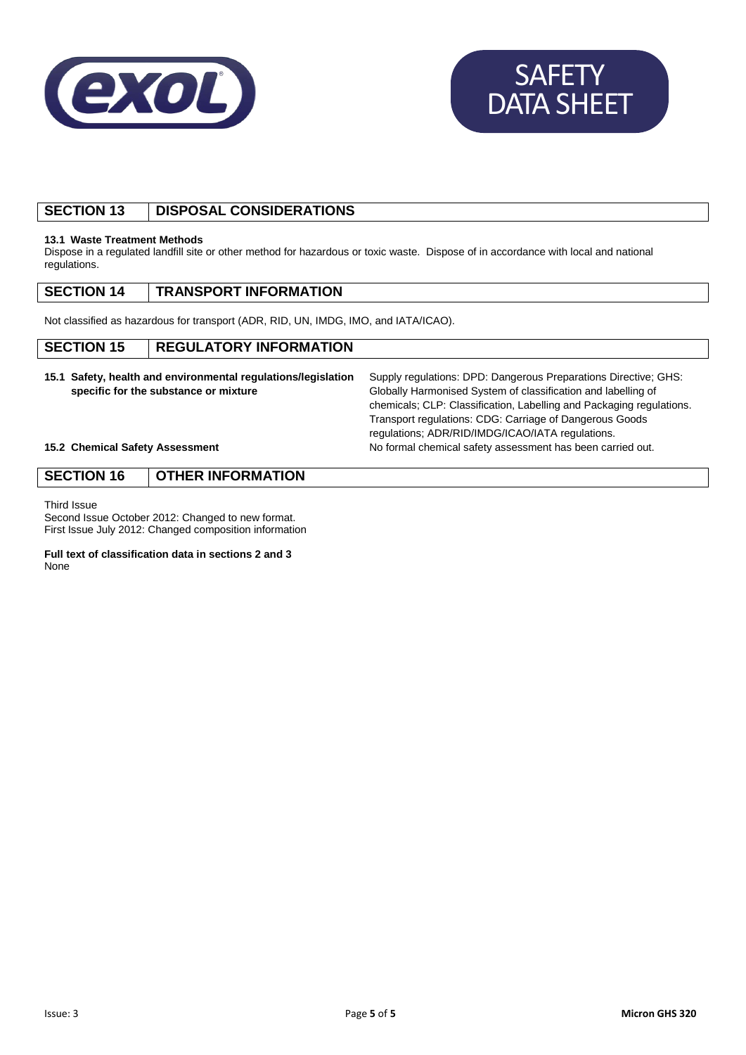## SECTION 13 DISPOSAL CONSIDERATIONS

**13.1 Waste Treatment Methods**

Dispose in a regulated landfill site or other method for hazardous or toxic waste. Dispose of in accordance with local and national regulations.

## SECTION 14 TRANSPORT INFORMATION

Not classified as hazardous for transport (ADR, RID, UN, IMDG, IMO, and IATA/ICAO).

## SECTION 15 REGULATORY INFORMATION

**15.1 Safety, health and environmental regulations/legislation specific for the substance or mixture**

Supply regulations: DPD: Dangerous Preparations Directive; GHS: Globally Harmonised System of classification and labelling of chemicals; CLP: Classification, Labelling and Packaging regulations. Transport regulations: CDG: Carriage of Dangerous Goods regulations; ADR/RID/IMDG/ICAO/IATA regulations.

**15.2 Chemical Safety Assessment**

No formal chemical safety assessment has been carried out.

## SECTION 16 OTHER INFORMATION

Third Issue
Second Issue October 2012: Changed to new format.
First Issue July 2012: Changed composition information

**Full text of classification data in sections 2 and 3**
None